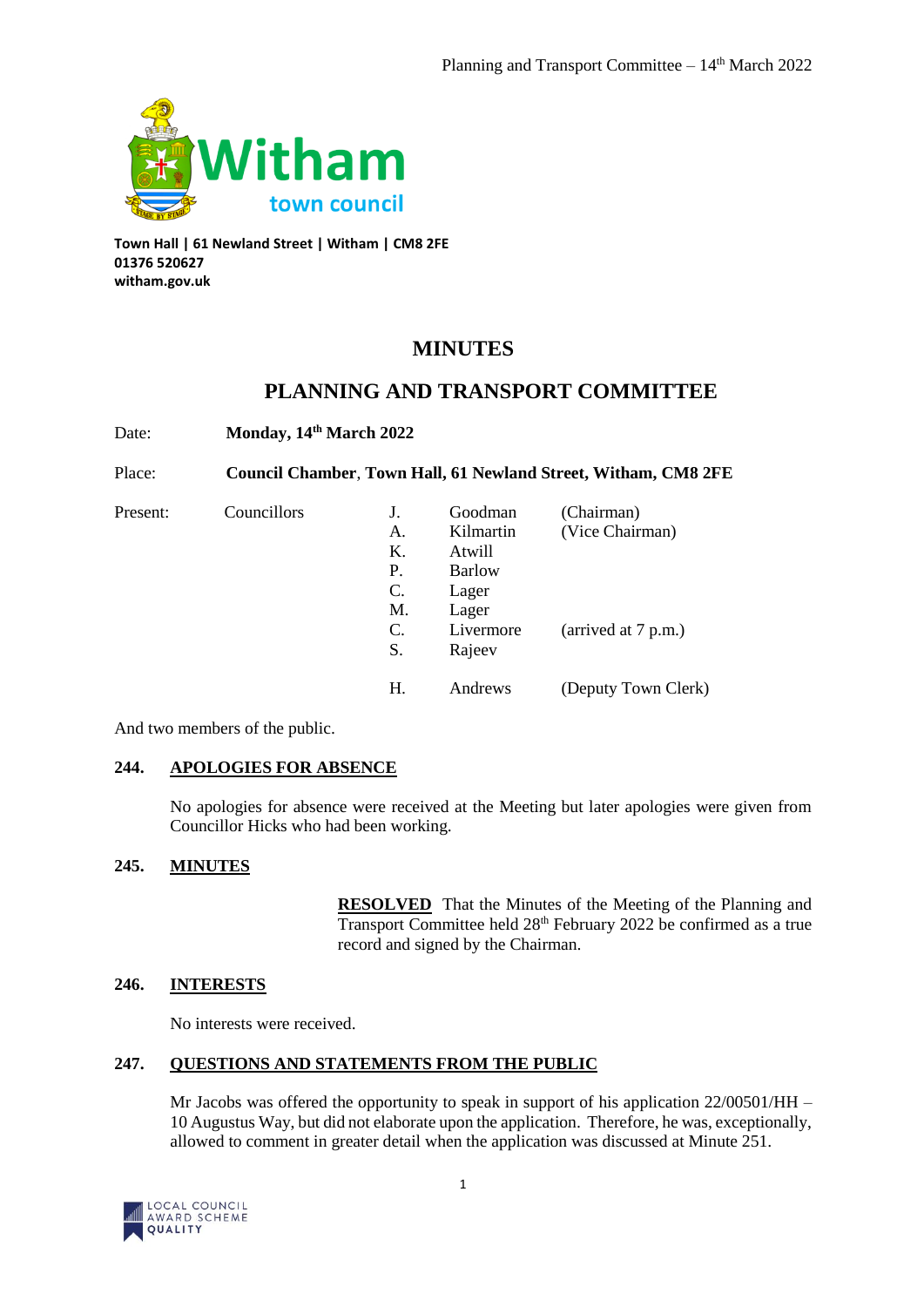Witham town council

**Town Hall | 61 Newland Street | Witham | CM8 2FE**
**01376 520627**
**witham.gov.uk**

# MINUTES

## PLANNING AND TRANSPORT COMMITTEE

Date: **Monday, 14th March 2022**

Place: **Council Chamber, Town Hall, 61 Newland Street, Witham, CM8 2FE**

| Present: | Councillors | J. | Goodman | (Chairman) |
|---|---|---|---|---|
| | | A. | Kilmartin | (Vice Chairman) |
| | | K. | Atwill | |
| | | P. | Barlow | |
| | | C. | Lager | |
| | | M. | Lager | |
| | | C. | Livermore | (arrived at 7 p.m.) |
| | | S. | Rajeev | |
| | | H. | Andrews | (Deputy Town Clerk) |

And two members of the public.

### 244. APOLOGIES FOR ABSENCE

No apologies for absence were received at the Meeting but later apologies were given from Councillor Hicks who had been working.

### 245. MINUTES

**RESOLVED** That the Minutes of the Meeting of the Planning and Transport Committee held 28th February 2022 be confirmed as a true record and signed by the Chairman.

### 246. INTERESTS

No interests were received.

### 247. QUESTIONS AND STATEMENTS FROM THE PUBLIC

Mr Jacobs was offered the opportunity to speak in support of his application 22/00501/HH – 10 Augustus Way, but did not elaborate upon the application. Therefore, he was, exceptionally, allowed to comment in greater detail when the application was discussed at Minute 251.

LOCAL COUNCIL AWARD SCHEME QUALITY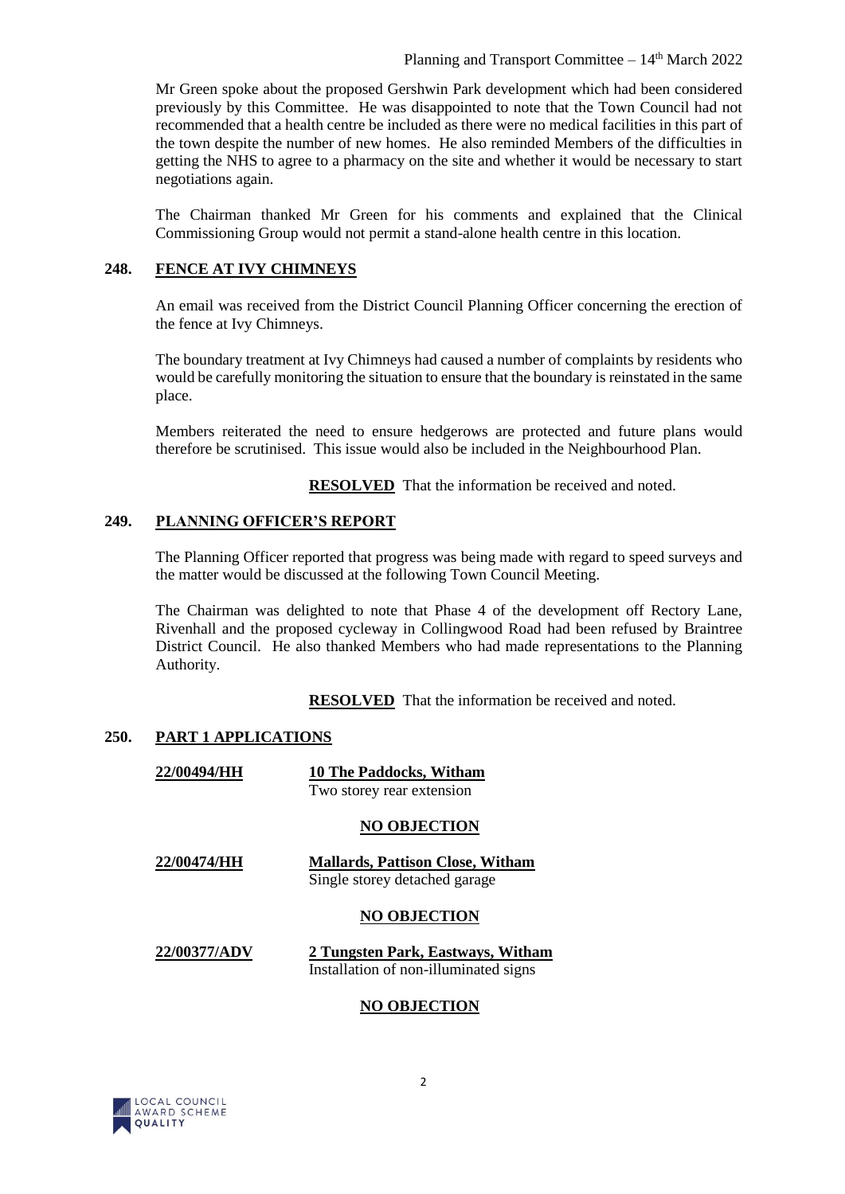Mr Green spoke about the proposed Gershwin Park development which had been considered previously by this Committee. He was disappointed to note that the Town Council had not recommended that a health centre be included as there were no medical facilities in this part of the town despite the number of new homes. He also reminded Members of the difficulties in getting the NHS to agree to a pharmacy on the site and whether it would be necessary to start negotiations again.

The Chairman thanked Mr Green for his comments and explained that the Clinical Commissioning Group would not permit a stand-alone health centre in this location.

## 248. FENCE AT IVY CHIMNEYS

An email was received from the District Council Planning Officer concerning the erection of the fence at Ivy Chimneys.

The boundary treatment at Ivy Chimneys had caused a number of complaints by residents who would be carefully monitoring the situation to ensure that the boundary is reinstated in the same place.

Members reiterated the need to ensure hedgerows are protected and future plans would therefore be scrutinised. This issue would also be included in the Neighbourhood Plan.

**RESOLVED** That the information be received and noted.

## 249. PLANNING OFFICER'S REPORT

The Planning Officer reported that progress was being made with regard to speed surveys and the matter would be discussed at the following Town Council Meeting.

The Chairman was delighted to note that Phase 4 of the development off Rectory Lane, Rivenhall and the proposed cycleway in Collingwood Road had been refused by Braintree District Council. He also thanked Members who had made representations to the Planning Authority.

**RESOLVED** That the information be received and noted.

## 250. PART 1 APPLICATIONS

**22/00494/HH** — **10 The Paddocks, Witham**
Two storey rear extension

**NO OBJECTION**

**22/00474/HH** — **Mallards, Pattison Close, Witham**
Single storey detached garage

**NO OBJECTION**

**22/00377/ADV** — **2 Tungsten Park, Eastways, Witham**
Installation of non-illuminated signs

**NO OBJECTION**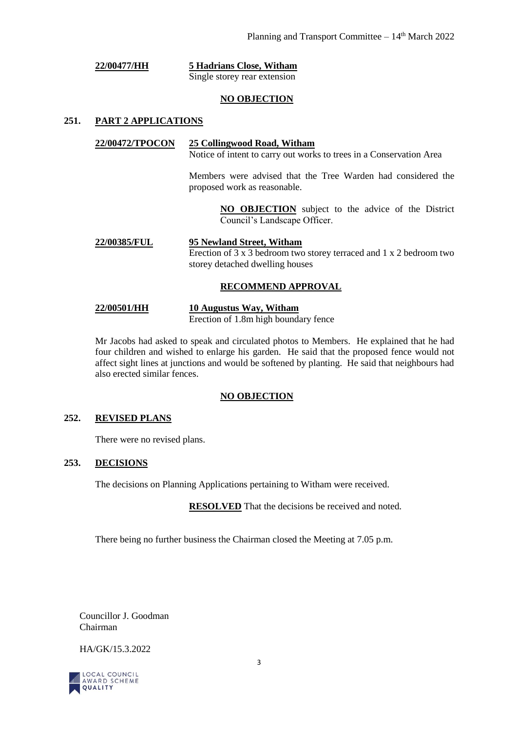**22/00477/HH** **5 Hadrians Close, Witham**
Single storey rear extension

**NO OBJECTION**

## 251. PART 2 APPLICATIONS

**22/00472/TPOCON** **25 Collingwood Road, Witham**
Notice of intent to carry out works to trees in a Conservation Area

Members were advised that the Tree Warden had considered the proposed work as reasonable.

**NO OBJECTION** subject to the advice of the District Council's Landscape Officer.

**22/00385/FUL** **95 Newland Street, Witham**
Erection of 3 x 3 bedroom two storey terraced and 1 x 2 bedroom two storey detached dwelling houses

**RECOMMEND APPROVAL**

**22/00501/HH** **10 Augustus Way, Witham**
Erection of 1.8m high boundary fence

Mr Jacobs had asked to speak and circulated photos to Members. He explained that he had four children and wished to enlarge his garden. He said that the proposed fence would not affect sight lines at junctions and would be softened by planting. He said that neighbours had also erected similar fences.

**NO OBJECTION**

## 252. REVISED PLANS

There were no revised plans.

## 253. DECISIONS

The decisions on Planning Applications pertaining to Witham were received.

**RESOLVED** That the decisions be received and noted.

There being no further business the Chairman closed the Meeting at 7.05 p.m.

Councillor J. Goodman
Chairman

HA/GK/15.3.2022